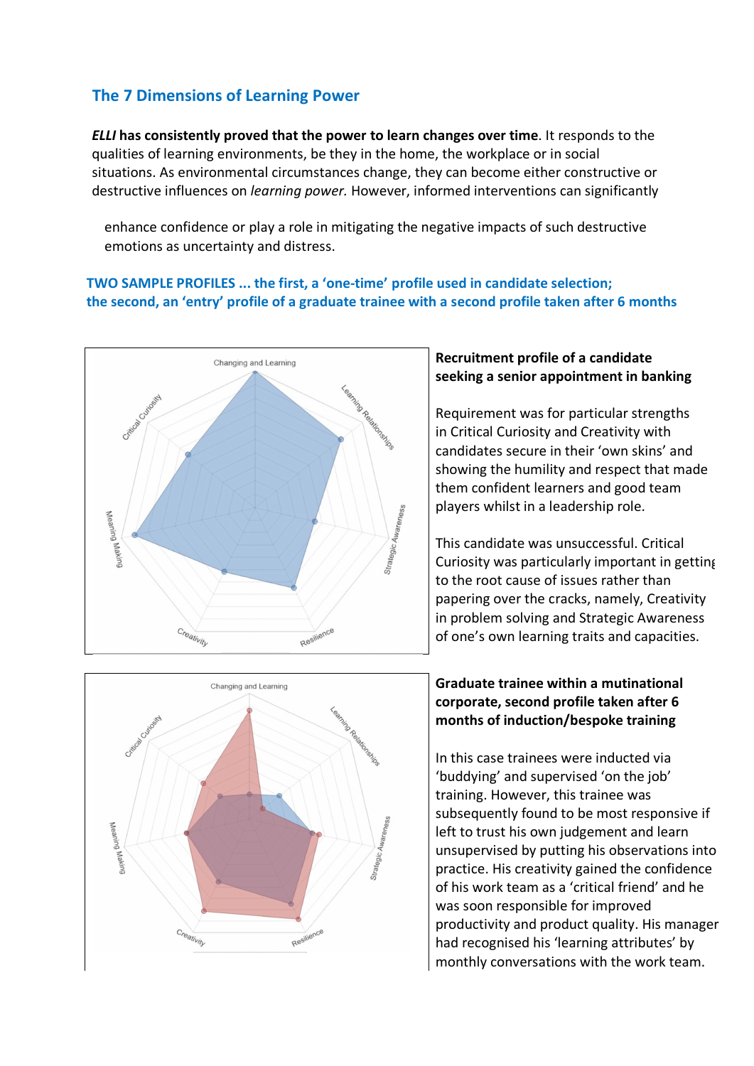## The 7 Dimensions of Learning Power

***ELLI* has consistently proved that the power to learn changes over time**. It responds to the qualities of learning environments, be they in the home, the workplace or in social situations. As environmental circumstances change, they can become either constructive or destructive influences on *learning power.* However, informed interventions can significantly enhance confidence or play a role in mitigating the negative impacts of such destructive emotions as uncertainty and distress.

**TWO SAMPLE PROFILES ... the first, a 'one-time' profile used in candidate selection; the second, an 'entry' profile of a graduate trainee with a second profile taken after 6 months**

**Recruitment profile of a candidate seeking a senior appointment in banking**

Requirement was for particular strengths in Critical Curiosity and Creativity with candidates secure in their 'own skins' and showing the humility and respect that made them confident learners and good team players whilst in a leadership role.

This candidate was unsuccessful. Critical Curiosity was particularly important in getting to the root cause of issues rather than papering over the cracks, namely, Creativity in problem solving and Strategic Awareness of one's own learning traits and capacities.

**Graduate trainee within a mutinational corporate, second profile taken after 6 months of induction/bespoke training**

In this case trainees were inducted via 'buddying' and supervised 'on the job' training. However, this trainee was subsequently found to be most responsive if left to trust his own judgement and learn unsupervised by putting his observations into practice. His creativity gained the confidence of his work team as a 'critical friend' and he was soon responsible for improved productivity and product quality. His manager had recognised his 'learning attributes' by monthly conversations with the work team.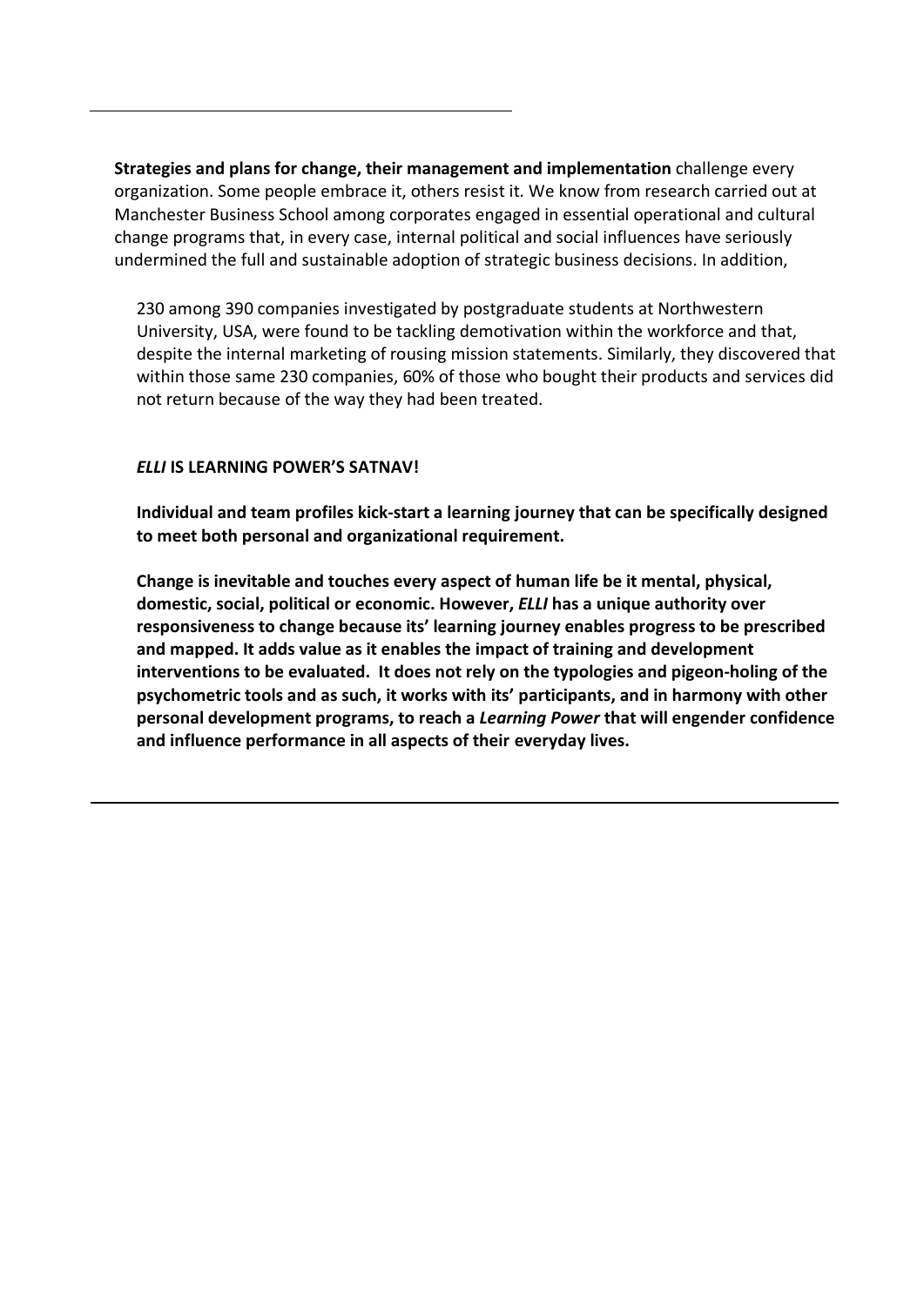**Strategies and plans for change, their management and implementation** challenge every organization. Some people embrace it, others resist it. We know from research carried out at Manchester Business School among corporates engaged in essential operational and cultural change programs that, in every case, internal political and social influences have seriously undermined the full and sustainable adoption of strategic business decisions. In addition,

230 among 390 companies investigated by postgraduate students at Northwestern University, USA, were found to be tackling demotivation within the workforce and that, despite the internal marketing of rousing mission statements. Similarly, they discovered that within those same 230 companies, 60% of those who bought their products and services did not return because of the way they had been treated.

**_ELLI_ IS LEARNING POWER'S SATNAV!**

**Individual and team profiles kick-start a learning journey that can be specifically designed to meet both personal and organizational requirement.**

**Change is inevitable and touches every aspect of human life be it mental, physical, domestic, social, political or economic. However, _ELLI_ has a unique authority over responsiveness to change because its' learning journey enables progress to be prescribed and mapped. It adds value as it enables the impact of training and development interventions to be evaluated. It does not rely on the typologies and pigeon-holing of the psychometric tools and as such, it works with its' participants, and in harmony with other personal development programs, to reach a _Learning Power_ that will engender confidence and influence performance in all aspects of their everyday lives.**